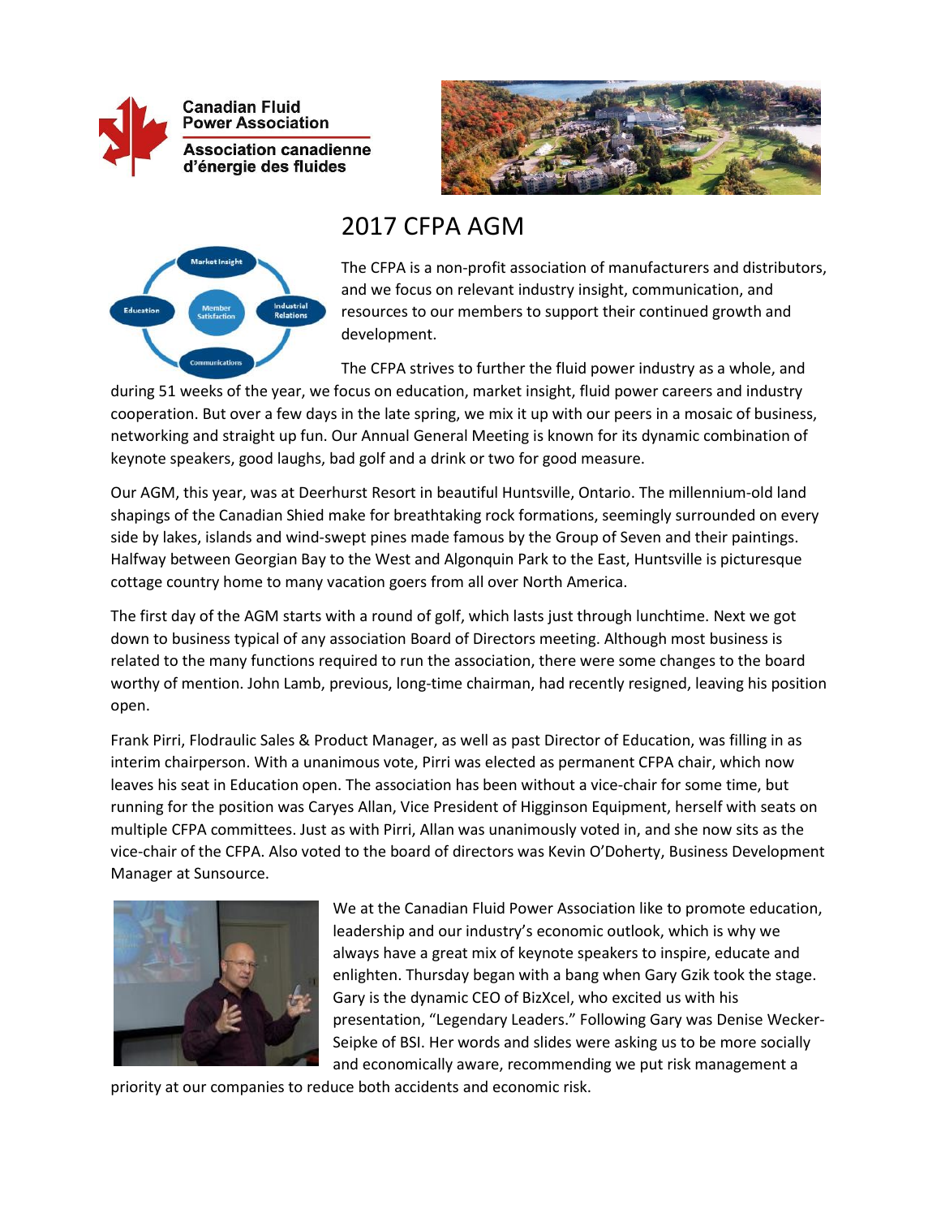Canadian Fluid Power Association

Association canadienne d'énergie des fluides

# 2017 CFPA AGM

The CFPA is a non-profit association of manufacturers and distributors, and we focus on relevant industry insight, communication, and resources to our members to support their continued growth and development.

The CFPA strives to further the fluid power industry as a whole, and during 51 weeks of the year, we focus on education, market insight, fluid power careers and industry cooperation. But over a few days in the late spring, we mix it up with our peers in a mosaic of business, networking and straight up fun. Our Annual General Meeting is known for its dynamic combination of keynote speakers, good laughs, bad golf and a drink or two for good measure.

Our AGM, this year, was at Deerhurst Resort in beautiful Huntsville, Ontario. The millennium-old land shapings of the Canadian Shied make for breathtaking rock formations, seemingly surrounded on every side by lakes, islands and wind-swept pines made famous by the Group of Seven and their paintings. Halfway between Georgian Bay to the West and Algonquin Park to the East, Huntsville is picturesque cottage country home to many vacation goers from all over North America.

The first day of the AGM starts with a round of golf, which lasts just through lunchtime. Next we got down to business typical of any association Board of Directors meeting. Although most business is related to the many functions required to run the association, there were some changes to the board worthy of mention. John Lamb, previous, long-time chairman, had recently resigned, leaving his position open.

Frank Pirri, Flodraulic Sales & Product Manager, as well as past Director of Education, was filling in as interim chairperson. With a unanimous vote, Pirri was elected as permanent CFPA chair, which now leaves his seat in Education open. The association has been without a vice-chair for some time, but running for the position was Caryes Allan, Vice President of Higginson Equipment, herself with seats on multiple CFPA committees. Just as with Pirri, Allan was unanimously voted in, and she now sits as the vice-chair of the CFPA. Also voted to the board of directors was Kevin O'Doherty, Business Development Manager at Sunsource.

We at the Canadian Fluid Power Association like to promote education, leadership and our industry's economic outlook, which is why we always have a great mix of keynote speakers to inspire, educate and enlighten. Thursday began with a bang when Gary Gzik took the stage. Gary is the dynamic CEO of BizXcel, who excited us with his presentation, "Legendary Leaders." Following Gary was Denise Wecker-Seipke of BSI. Her words and slides were asking us to be more socially and economically aware, recommending we put risk management a priority at our companies to reduce both accidents and economic risk.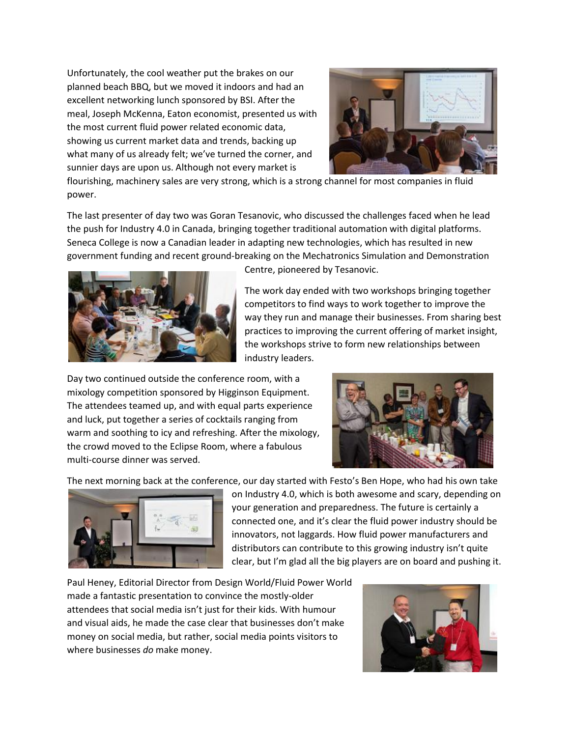Unfortunately, the cool weather put the brakes on our planned beach BBQ, but we moved it indoors and had an excellent networking lunch sponsored by BSI. After the meal, Joseph McKenna, Eaton economist, presented us with the most current fluid power related economic data, showing us current market data and trends, backing up what many of us already felt; we've turned the corner, and sunnier days are upon us. Although not every market is flourishing, machinery sales are very strong, which is a strong channel for most companies in fluid power.

The last presenter of day two was Goran Tesanovic, who discussed the challenges faced when he lead the push for Industry 4.0 in Canada, bringing together traditional automation with digital platforms. Seneca College is now a Canadian leader in adapting new technologies, which has resulted in new government funding and recent ground-breaking on the Mechatronics Simulation and Demonstration Centre, pioneered by Tesanovic.

The work day ended with two workshops bringing together competitors to find ways to work together to improve the way they run and manage their businesses. From sharing best practices to improving the current offering of market insight, the workshops strive to form new relationships between industry leaders.

Day two continued outside the conference room, with a mixology competition sponsored by Higginson Equipment. The attendees teamed up, and with equal parts experience and luck, put together a series of cocktails ranging from warm and soothing to icy and refreshing. After the mixology, the crowd moved to the Eclipse Room, where a fabulous multi-course dinner was served.

The next morning back at the conference, our day started with Festo's Ben Hope, who had his own take on Industry 4.0, which is both awesome and scary, depending on your generation and preparedness. The future is certainly a connected one, and it's clear the fluid power industry should be innovators, not laggards. How fluid power manufacturers and distributors can contribute to this growing industry isn't quite clear, but I'm glad all the big players are on board and pushing it.

Paul Heney, Editorial Director from Design World/Fluid Power World made a fantastic presentation to convince the mostly-older attendees that social media isn't just for their kids. With humour and visual aids, he made the case clear that businesses don't make money on social media, but rather, social media points visitors to where businesses *do* make money.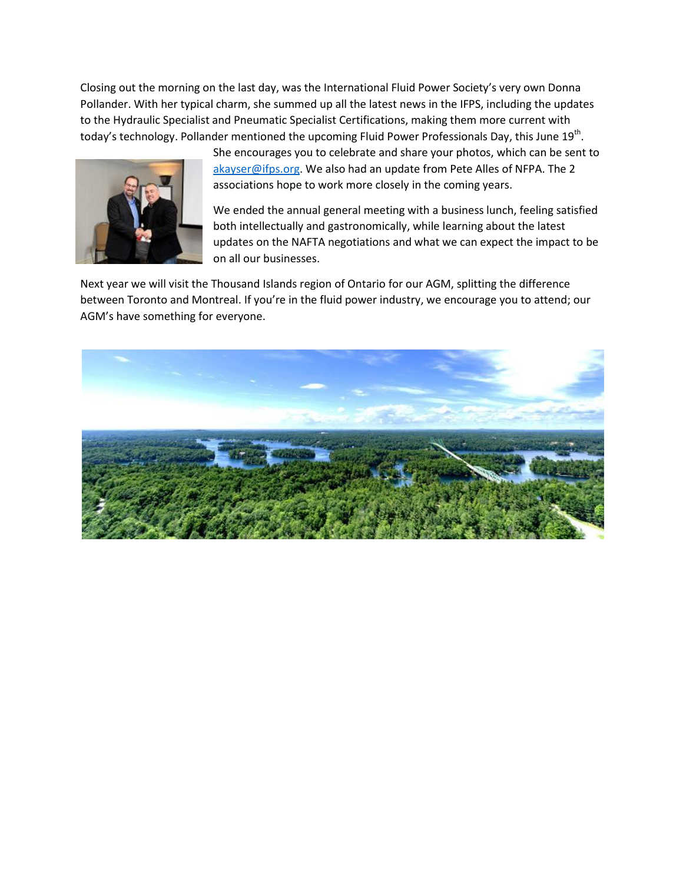Closing out the morning on the last day, was the International Fluid Power Society's very own Donna Pollander. With her typical charm, she summed up all the latest news in the IFPS, including the updates to the Hydraulic Specialist and Pneumatic Specialist Certifications, making them more current with today's technology. Pollander mentioned the upcoming Fluid Power Professionals Day, this June 19th. She encourages you to celebrate and share your photos, which can be sent to akayser@ifps.org. We also had an update from Pete Alles of NFPA. The 2 associations hope to work more closely in the coming years.

We ended the annual general meeting with a business lunch, feeling satisfied both intellectually and gastronomically, while learning about the latest updates on the NAFTA negotiations and what we can expect the impact to be on all our businesses.

Next year we will visit the Thousand Islands region of Ontario for our AGM, splitting the difference between Toronto and Montreal. If you're in the fluid power industry, we encourage you to attend; our AGM's have something for everyone.